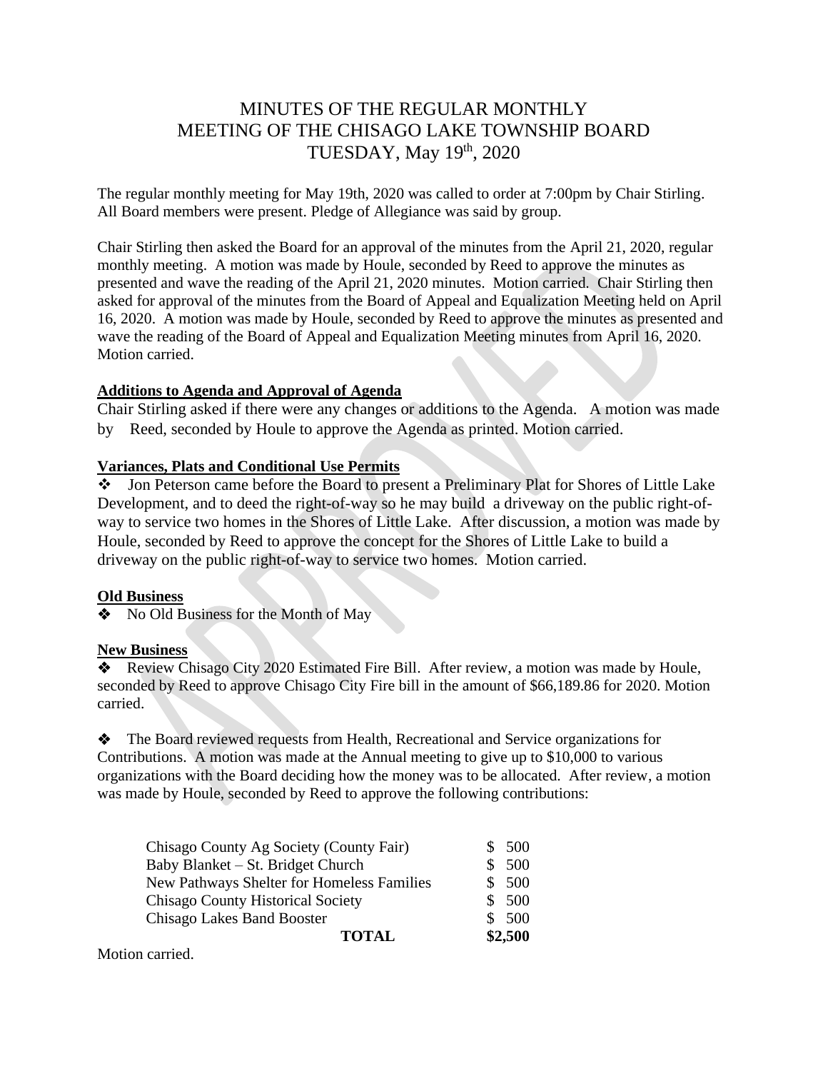# MINUTES OF THE REGULAR MONTHLY MEETING OF THE CHISAGO LAKE TOWNSHIP BOARD TUESDAY, May 19th, 2020

The regular monthly meeting for May 19th, 2020 was called to order at 7:00pm by Chair Stirling. All Board members were present. Pledge of Allegiance was said by group.

Chair Stirling then asked the Board for an approval of the minutes from the April 21, 2020, regular monthly meeting. A motion was made by Houle, seconded by Reed to approve the minutes as presented and wave the reading of the April 21, 2020 minutes. Motion carried. Chair Stirling then asked for approval of the minutes from the Board of Appeal and Equalization Meeting held on April 16, 2020. A motion was made by Houle, seconded by Reed to approve the minutes as presented and wave the reading of the Board of Appeal and Equalization Meeting minutes from April 16, 2020. Motion carried.

**Additions to Agenda and Approval of Agenda**

Chair Stirling asked if there were any changes or additions to the Agenda. A motion was made by Reed, seconded by Houle to approve the Agenda as printed. Motion carried.

**Variances, Plats and Conditional Use Permits**

❖ Jon Peterson came before the Board to present a Preliminary Plat for Shores of Little Lake Development, and to deed the right-of-way so he may build a driveway on the public right-of-way to service two homes in the Shores of Little Lake. After discussion, a motion was made by Houle, seconded by Reed to approve the concept for the Shores of Little Lake to build a driveway on the public right-of-way to service two homes. Motion carried.

**Old Business**

❖ No Old Business for the Month of May

**New Business**

❖ Review Chisago City 2020 Estimated Fire Bill. After review, a motion was made by Houle, seconded by Reed to approve Chisago City Fire bill in the amount of $66,189.86 for 2020. Motion carried.

❖ The Board reviewed requests from Health, Recreational and Service organizations for Contributions. A motion was made at the Annual meeting to give up to $10,000 to various organizations with the Board deciding how the money was to be allocated. After review, a motion was made by Houle, seconded by Reed to approve the following contributions:

| | |
|---|---|
| Chisago County Ag Society (County Fair) | $ 500 |
| Baby Blanket – St. Bridget Church | $ 500 |
| New Pathways Shelter for Homeless Families | $ 500 |
| Chisago County Historical Society | $ 500 |
| Chisago Lakes Band Booster | $ 500 |
| **TOTAL** | **$2,500** |

Motion carried.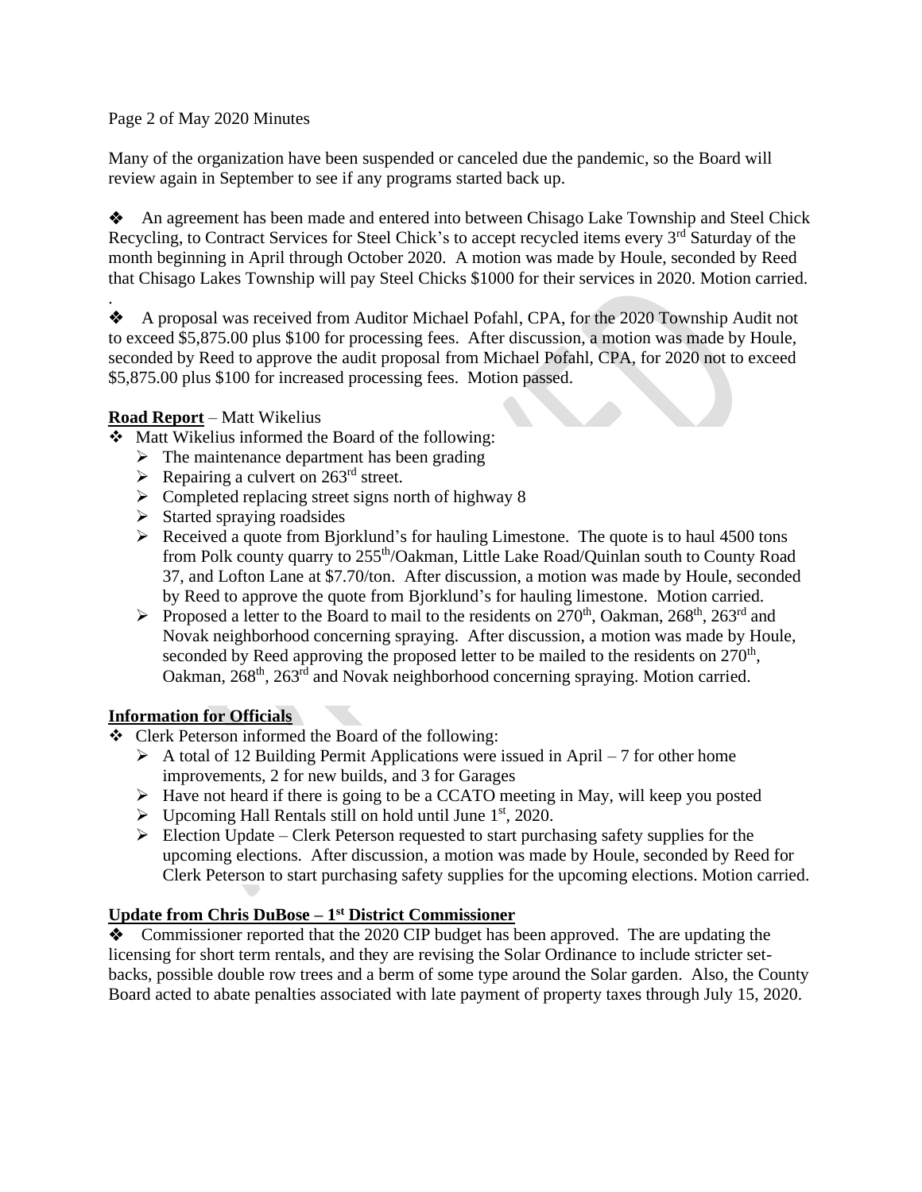Many of the organization have been suspended or canceled due the pandemic, so the Board will review again in September to see if any programs started back up.

❖ An agreement has been made and entered into between Chisago Lake Township and Steel Chick Recycling, to Contract Services for Steel Chick's to accept recycled items every 3rd Saturday of the month beginning in April through October 2020. A motion was made by Houle, seconded by Reed that Chisago Lakes Township will pay Steel Chicks $1000 for their services in 2020. Motion carried.

.

❖ A proposal was received from Auditor Michael Pofahl, CPA, for the 2020 Township Audit not to exceed $5,875.00 plus $100 for processing fees. After discussion, a motion was made by Houle, seconded by Reed to approve the audit proposal from Michael Pofahl, CPA, for 2020 not to exceed $5,875.00 plus $100 for increased processing fees. Motion passed.

**Road Report** – Matt Wikelius

- ❖ Matt Wikelius informed the Board of the following:
  - ➢ The maintenance department has been grading
  - ➢ Repairing a culvert on 263rd street.
  - ➢ Completed replacing street signs north of highway 8
  - ➢ Started spraying roadsides
  - ➢ Received a quote from Bjorklund's for hauling Limestone. The quote is to haul 4500 tons from Polk county quarry to 255th/Oakman, Little Lake Road/Quinlan south to County Road 37, and Lofton Lane at $7.70/ton. After discussion, a motion was made by Houle, seconded by Reed to approve the quote from Bjorklund's for hauling limestone. Motion carried.
  - ➢ Proposed a letter to the Board to mail to the residents on 270th, Oakman, 268th, 263rd and Novak neighborhood concerning spraying. After discussion, a motion was made by Houle, seconded by Reed approving the proposed letter to be mailed to the residents on 270th, Oakman, 268th, 263rd and Novak neighborhood concerning spraying. Motion carried.

**Information for Officials**

- ❖ Clerk Peterson informed the Board of the following:
  - ➢ A total of 12 Building Permit Applications were issued in April – 7 for other home improvements, 2 for new builds, and 3 for Garages
  - ➢ Have not heard if there is going to be a CCATO meeting in May, will keep you posted
  - ➢ Upcoming Hall Rentals still on hold until June 1st, 2020.
  - ➢ Election Update – Clerk Peterson requested to start purchasing safety supplies for the upcoming elections. After discussion, a motion was made by Houle, seconded by Reed for Clerk Peterson to start purchasing safety supplies for the upcoming elections. Motion carried.

**Update from Chris DuBose – 1st District Commissioner**

❖ Commissioner reported that the 2020 CIP budget has been approved. The are updating the licensing for short term rentals, and they are revising the Solar Ordinance to include stricter set-backs, possible double row trees and a berm of some type around the Solar garden. Also, the County Board acted to abate penalties associated with late payment of property taxes through July 15, 2020.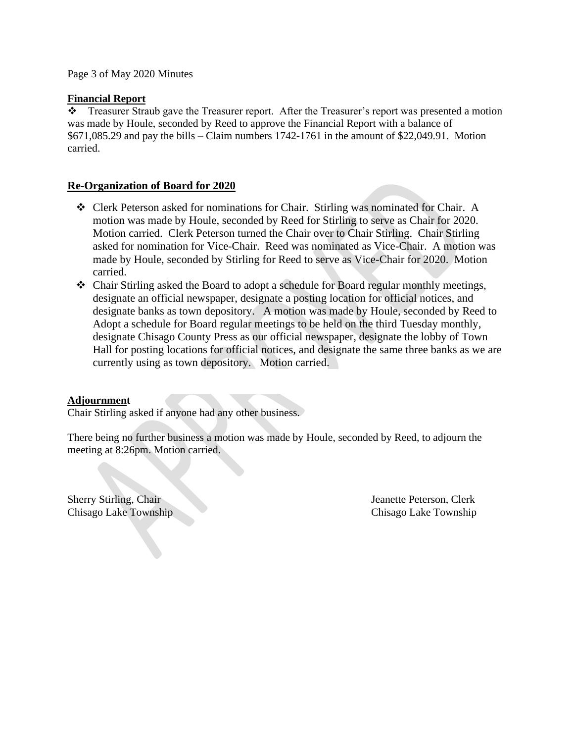Page 3 of May 2020 Minutes

**Financial Report**

- Treasurer Straub gave the Treasurer report. After the Treasurer's report was presented a motion was made by Houle, seconded by Reed to approve the Financial Report with a balance of $671,085.29 and pay the bills – Claim numbers 1742-1761 in the amount of $22,049.91. Motion carried.

## Re-Organization of Board for 2020

- Clerk Peterson asked for nominations for Chair. Stirling was nominated for Chair. A motion was made by Houle, seconded by Reed for Stirling to serve as Chair for 2020. Motion carried. Clerk Peterson turned the Chair over to Chair Stirling. Chair Stirling asked for nomination for Vice-Chair. Reed was nominated as Vice-Chair. A motion was made by Houle, seconded by Stirling for Reed to serve as Vice-Chair for 2020. Motion carried.
- Chair Stirling asked the Board to adopt a schedule for Board regular monthly meetings, designate an official newspaper, designate a posting location for official notices, and designate banks as town depository. A motion was made by Houle, seconded by Reed to Adopt a schedule for Board regular meetings to be held on the third Tuesday monthly, designate Chisago County Press as our official newspaper, designate the lobby of Town Hall for posting locations for official notices, and designate the same three banks as we are currently using as town depository. Motion carried.

**Adjournment**

Chair Stirling asked if anyone had any other business.

There being no further business a motion was made by Houle, seconded by Reed, to adjourn the meeting at 8:26pm. Motion carried.

Sherry Stirling, Chair
Chisago Lake Township

Jeanette Peterson, Clerk
Chisago Lake Township